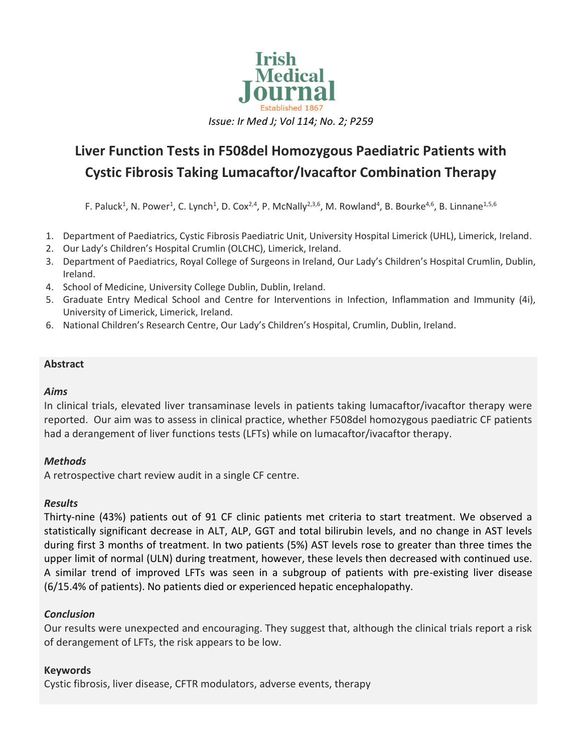# Liver Function Tests in F508del Homozygous Paediatric Patients with Cystic Fibrosis Taking Lumacaftor/Ivacaftor Combination Therapy

F. Paluck[1], N. Power[1], C. Lynch[1], D. Cox[2,4], P. McNally[2,3,6], M. Rowland[4], B. Bourke[4,6], B. Linnane[1,5,6]

1. Department of Paediatrics, Cystic Fibrosis Paediatric Unit, University Hospital Limerick (UHL), Limerick, Ireland.
2. Our Lady's Children's Hospital Crumlin (OLCHC), Limerick, Ireland.
3. Department of Paediatrics, Royal College of Surgeons in Ireland, Our Lady's Children's Hospital Crumlin, Dublin, Ireland.
4. School of Medicine, University College Dublin, Dublin, Ireland.
5. Graduate Entry Medical School and Centre for Interventions in Infection, Inflammation and Immunity (4i), University of Limerick, Limerick, Ireland.
6. National Children's Research Centre, Our Lady's Children's Hospital, Crumlin, Dublin, Ireland.

## Abstract

### *Aims*

In clinical trials, elevated liver transaminase levels in patients taking lumacaftor/ivacaftor therapy were reported. Our aim was to assess in clinical practice, whether F508del homozygous paediatric CF patients had a derangement of liver functions tests (LFTs) while on lumacaftor/ivacaftor therapy.

### *Methods*

A retrospective chart review audit in a single CF centre.

### *Results*

Thirty-nine (43%) patients out of 91 CF clinic patients met criteria to start treatment. We observed a statistically significant decrease in ALT, ALP, GGT and total bilirubin levels, and no change in AST levels during first 3 months of treatment. In two patients (5%) AST levels rose to greater than three times the upper limit of normal (ULN) during treatment, however, these levels then decreased with continued use. A similar trend of improved LFTs was seen in a subgroup of patients with pre-existing liver disease (6/15.4% of patients). No patients died or experienced hepatic encephalopathy.

### *Conclusion*

Our results were unexpected and encouraging. They suggest that, although the clinical trials report a risk of derangement of LFTs, the risk appears to be low.

### Keywords

Cystic fibrosis, liver disease, CFTR modulators, adverse events, therapy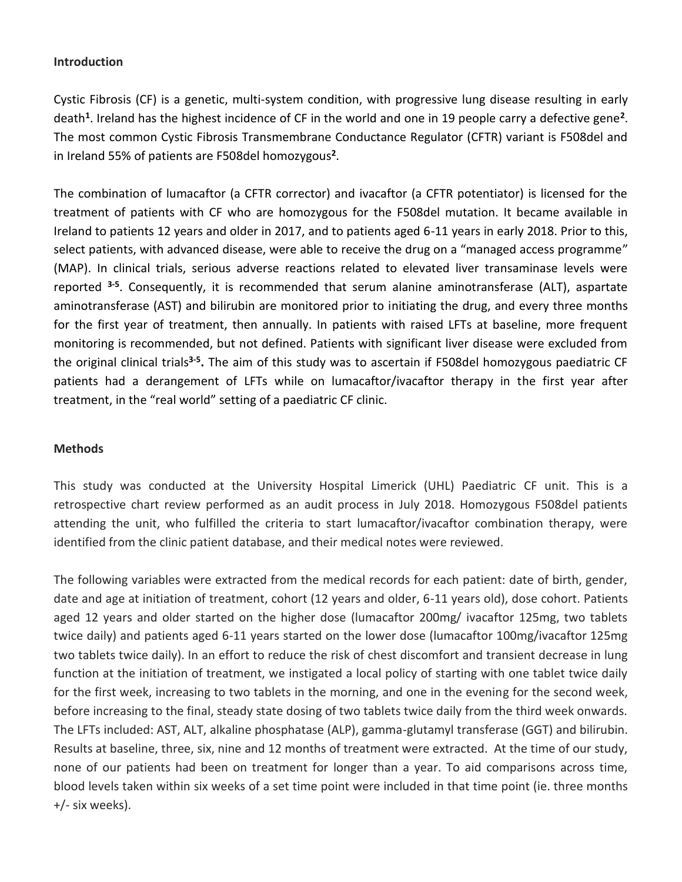## Introduction

Cystic Fibrosis (CF) is a genetic, multi-system condition, with progressive lung disease resulting in early death[1]. Ireland has the highest incidence of CF in the world and one in 19 people carry a defective gene[2]. The most common Cystic Fibrosis Transmembrane Conductance Regulator (CFTR) variant is F508del and in Ireland 55% of patients are F508del homozygous[2].

The combination of lumacaftor (a CFTR corrector) and ivacaftor (a CFTR potentiator) is licensed for the treatment of patients with CF who are homozygous for the F508del mutation. It became available in Ireland to patients 12 years and older in 2017, and to patients aged 6-11 years in early 2018. Prior to this, select patients, with advanced disease, were able to receive the drug on a "managed access programme" (MAP). In clinical trials, serious adverse reactions related to elevated liver transaminase levels were reported [3-5]. Consequently, it is recommended that serum alanine aminotransferase (ALT), aspartate aminotransferase (AST) and bilirubin are monitored prior to initiating the drug, and every three months for the first year of treatment, then annually. In patients with raised LFTs at baseline, more frequent monitoring is recommended, but not defined. Patients with significant liver disease were excluded from the original clinical trials[3-5]**.** The aim of this study was to ascertain if F508del homozygous paediatric CF patients had a derangement of LFTs while on lumacaftor/ivacaftor therapy in the first year after treatment, in the "real world" setting of a paediatric CF clinic.

## Methods

This study was conducted at the University Hospital Limerick (UHL) Paediatric CF unit. This is a retrospective chart review performed as an audit process in July 2018. Homozygous F508del patients attending the unit, who fulfilled the criteria to start lumacaftor/ivacaftor combination therapy, were identified from the clinic patient database, and their medical notes were reviewed.

The following variables were extracted from the medical records for each patient: date of birth, gender, date and age at initiation of treatment, cohort (12 years and older, 6-11 years old), dose cohort. Patients aged 12 years and older started on the higher dose (lumacaftor 200mg/ ivacaftor 125mg, two tablets twice daily) and patients aged 6-11 years started on the lower dose (lumacaftor 100mg/ivacaftor 125mg two tablets twice daily). In an effort to reduce the risk of chest discomfort and transient decrease in lung function at the initiation of treatment, we instigated a local policy of starting with one tablet twice daily for the first week, increasing to two tablets in the morning, and one in the evening for the second week, before increasing to the final, steady state dosing of two tablets twice daily from the third week onwards. The LFTs included: AST, ALT, alkaline phosphatase (ALP), gamma-glutamyl transferase (GGT) and bilirubin. Results at baseline, three, six, nine and 12 months of treatment were extracted. At the time of our study, none of our patients had been on treatment for longer than a year. To aid comparisons across time, blood levels taken within six weeks of a set time point were included in that time point (ie. three months +/- six weeks).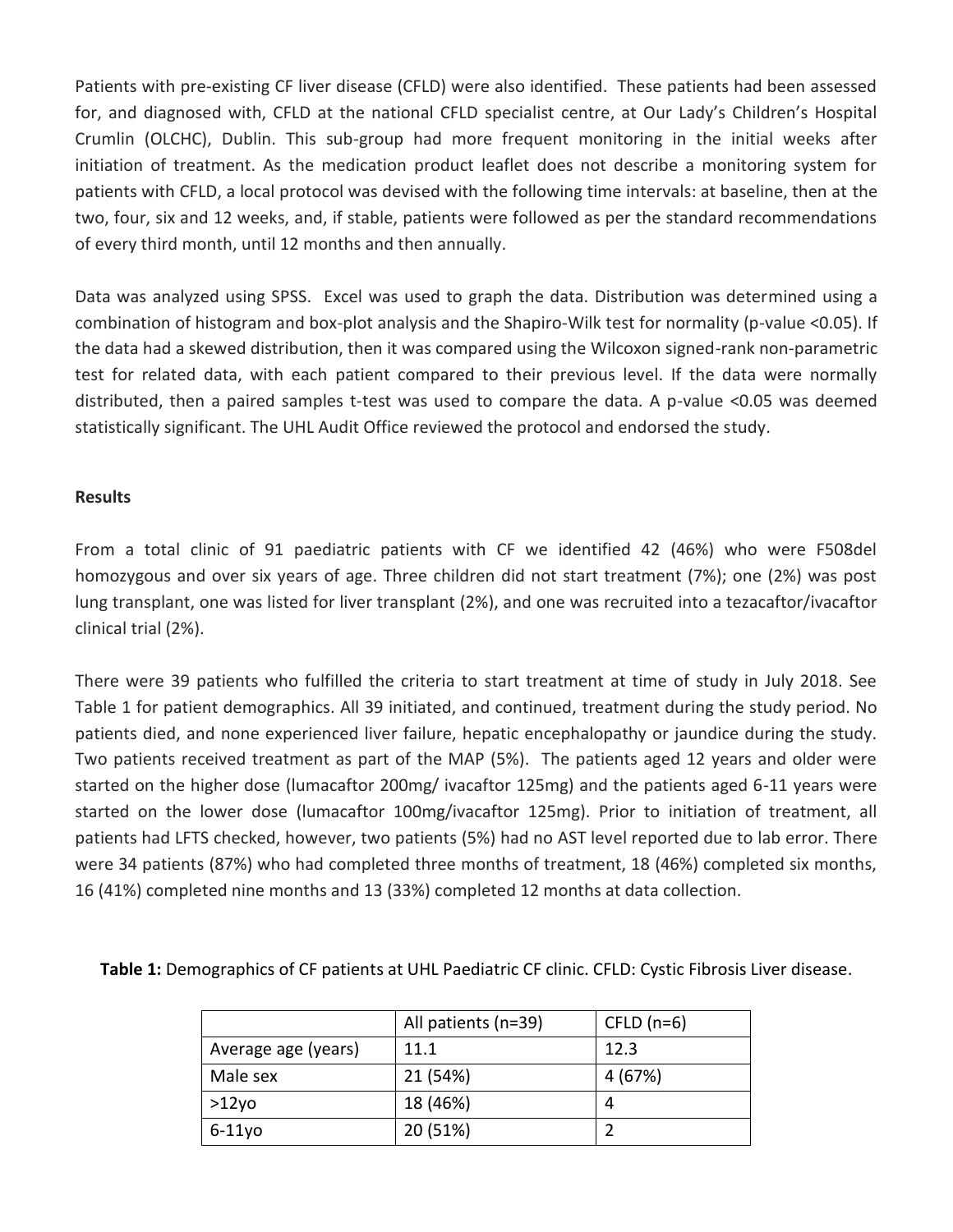Patients with pre-existing CF liver disease (CFLD) were also identified. These patients had been assessed for, and diagnosed with, CFLD at the national CFLD specialist centre, at Our Lady's Children's Hospital Crumlin (OLCHC), Dublin. This sub-group had more frequent monitoring in the initial weeks after initiation of treatment. As the medication product leaflet does not describe a monitoring system for patients with CFLD, a local protocol was devised with the following time intervals: at baseline, then at the two, four, six and 12 weeks, and, if stable, patients were followed as per the standard recommendations of every third month, until 12 months and then annually.

Data was analyzed using SPSS. Excel was used to graph the data. Distribution was determined using a combination of histogram and box-plot analysis and the Shapiro-Wilk test for normality (p-value <0.05). If the data had a skewed distribution, then it was compared using the Wilcoxon signed-rank non-parametric test for related data, with each patient compared to their previous level. If the data were normally distributed, then a paired samples t-test was used to compare the data. A p-value <0.05 was deemed statistically significant. The UHL Audit Office reviewed the protocol and endorsed the study.

**Results**

From a total clinic of 91 paediatric patients with CF we identified 42 (46%) who were F508del homozygous and over six years of age. Three children did not start treatment (7%); one (2%) was post lung transplant, one was listed for liver transplant (2%), and one was recruited into a tezacaftor/ivacaftor clinical trial (2%).

There were 39 patients who fulfilled the criteria to start treatment at time of study in July 2018. See Table 1 for patient demographics. All 39 initiated, and continued, treatment during the study period. No patients died, and none experienced liver failure, hepatic encephalopathy or jaundice during the study. Two patients received treatment as part of the MAP (5%). The patients aged 12 years and older were started on the higher dose (lumacaftor 200mg/ ivacaftor 125mg) and the patients aged 6-11 years were started on the lower dose (lumacaftor 100mg/ivacaftor 125mg). Prior to initiation of treatment, all patients had LFTS checked, however, two patients (5%) had no AST level reported due to lab error. There were 34 patients (87%) who had completed three months of treatment, 18 (46%) completed six months, 16 (41%) completed nine months and 13 (33%) completed 12 months at data collection.

**Table 1:** Demographics of CF patients at UHL Paediatric CF clinic. CFLD: Cystic Fibrosis Liver disease.

| | All patients (n=39) | CFLD (n=6) |
|---|---|---|
| Average age (years) | 11.1 | 12.3 |
| Male sex | 21 (54%) | 4 (67%) |
| >12yo | 18 (46%) | 4 |
| 6-11yo | 20 (51%) | 2 |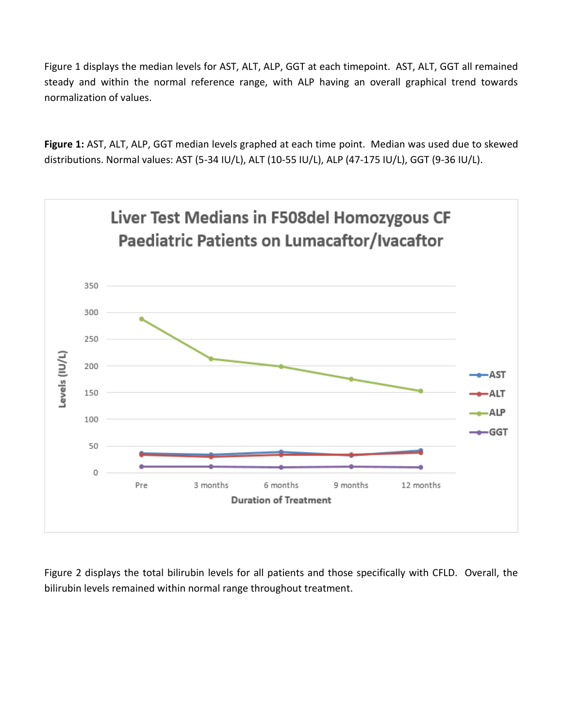Figure 1 displays the median levels for AST, ALT, ALP, GGT at each timepoint. AST, ALT, GGT all remained steady and within the normal reference range, with ALP having an overall graphical trend towards normalization of values.

**Figure 1:** AST, ALT, ALP, GGT median levels graphed at each time point. Median was used due to skewed distributions. Normal values: AST (5-34 IU/L), ALT (10-55 IU/L), ALP (47-175 IU/L), GGT (9-36 IU/L).

Figure 2 displays the total bilirubin levels for all patients and those specifically with CFLD. Overall, the bilirubin levels remained within normal range throughout treatment.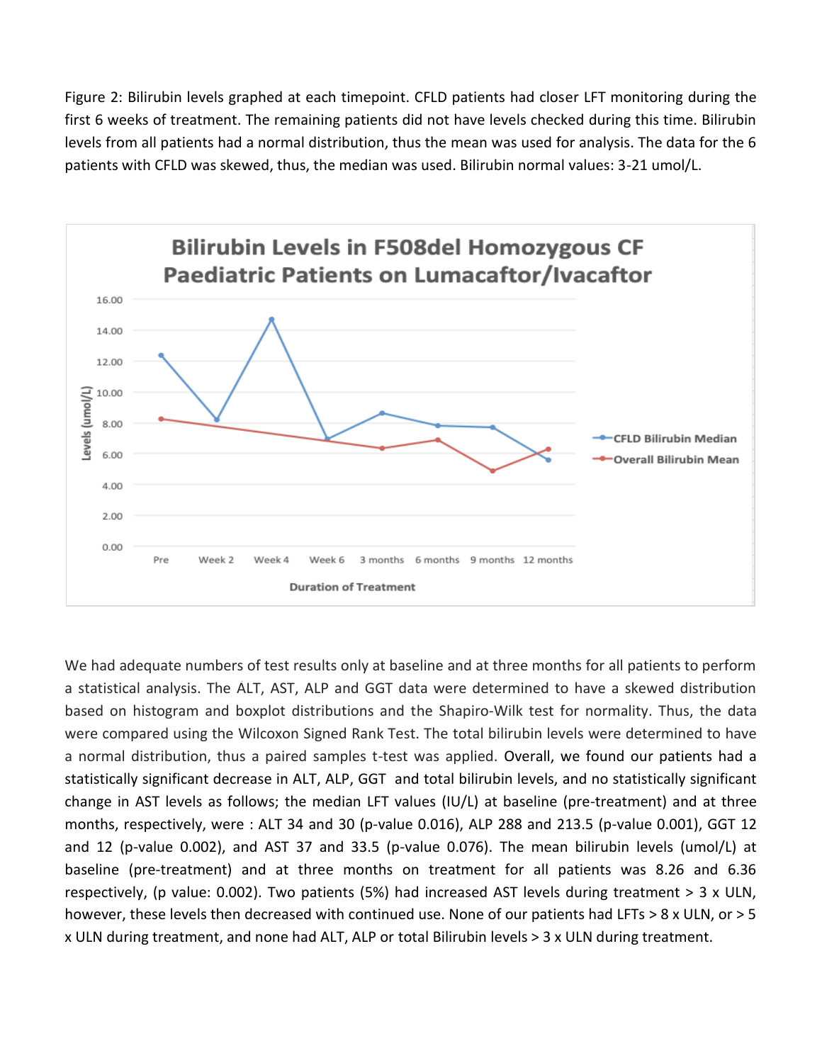Figure 2: Bilirubin levels graphed at each timepoint. CFLD patients had closer LFT monitoring during the first 6 weeks of treatment. The remaining patients did not have levels checked during this time. Bilirubin levels from all patients had a normal distribution, thus the mean was used for analysis. The data for the 6 patients with CFLD was skewed, thus, the median was used. Bilirubin normal values: 3-21 umol/L.

We had adequate numbers of test results only at baseline and at three months for all patients to perform a statistical analysis. The ALT, AST, ALP and GGT data were determined to have a skewed distribution based on histogram and boxplot distributions and the Shapiro-Wilk test for normality. Thus, the data were compared using the Wilcoxon Signed Rank Test. The total bilirubin levels were determined to have a normal distribution, thus a paired samples t-test was applied. Overall, we found our patients had a statistically significant decrease in ALT, ALP, GGT and total bilirubin levels, and no statistically significant change in AST levels as follows; the median LFT values (IU/L) at baseline (pre-treatment) and at three months, respectively, were : ALT 34 and 30 (p-value 0.016), ALP 288 and 213.5 (p-value 0.001), GGT 12 and 12 (p-value 0.002), and AST 37 and 33.5 (p-value 0.076). The mean bilirubin levels (umol/L) at baseline (pre-treatment) and at three months on treatment for all patients was 8.26 and 6.36 respectively, (p value: 0.002). Two patients (5%) had increased AST levels during treatment > 3 x ULN, however, these levels then decreased with continued use. None of our patients had LFTs > 8 x ULN, or > 5 x ULN during treatment, and none had ALT, ALP or total Bilirubin levels > 3 x ULN during treatment.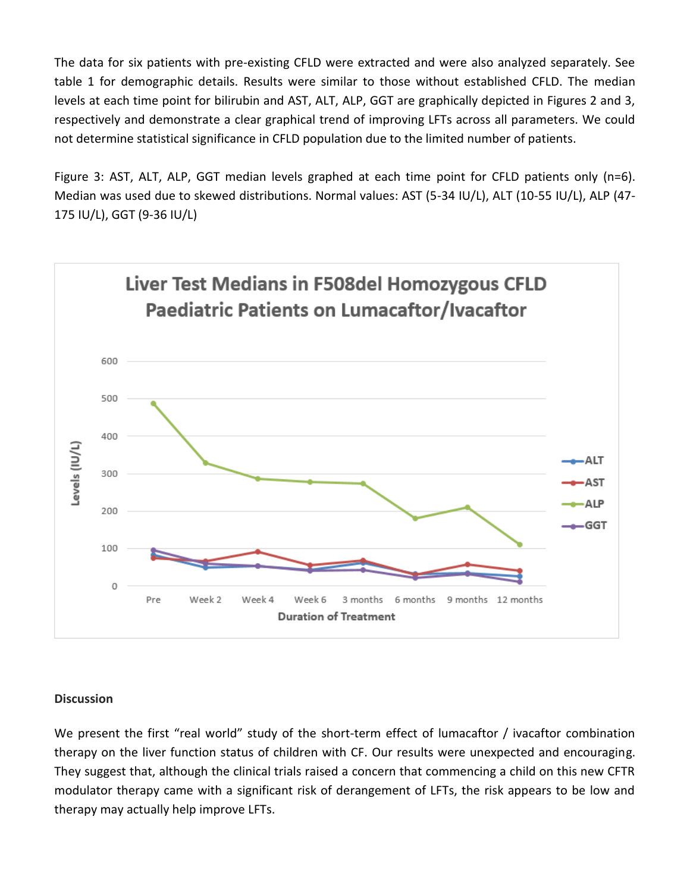The data for six patients with pre-existing CFLD were extracted and were also analyzed separately. See table 1 for demographic details. Results were similar to those without established CFLD. The median levels at each time point for bilirubin and AST, ALT, ALP, GGT are graphically depicted in Figures 2 and 3, respectively and demonstrate a clear graphical trend of improving LFTs across all parameters. We could not determine statistical significance in CFLD population due to the limited number of patients.

Figure 3: AST, ALT, ALP, GGT median levels graphed at each time point for CFLD patients only (n=6). Median was used due to skewed distributions. Normal values: AST (5-34 IU/L), ALT (10-55 IU/L), ALP (47-175 IU/L), GGT (9-36 IU/L)

## Discussion

We present the first "real world" study of the short-term effect of lumacaftor / ivacaftor combination therapy on the liver function status of children with CF. Our results were unexpected and encouraging. They suggest that, although the clinical trials raised a concern that commencing a child on this new CFTR modulator therapy came with a significant risk of derangement of LFTs, the risk appears to be low and therapy may actually help improve LFTs.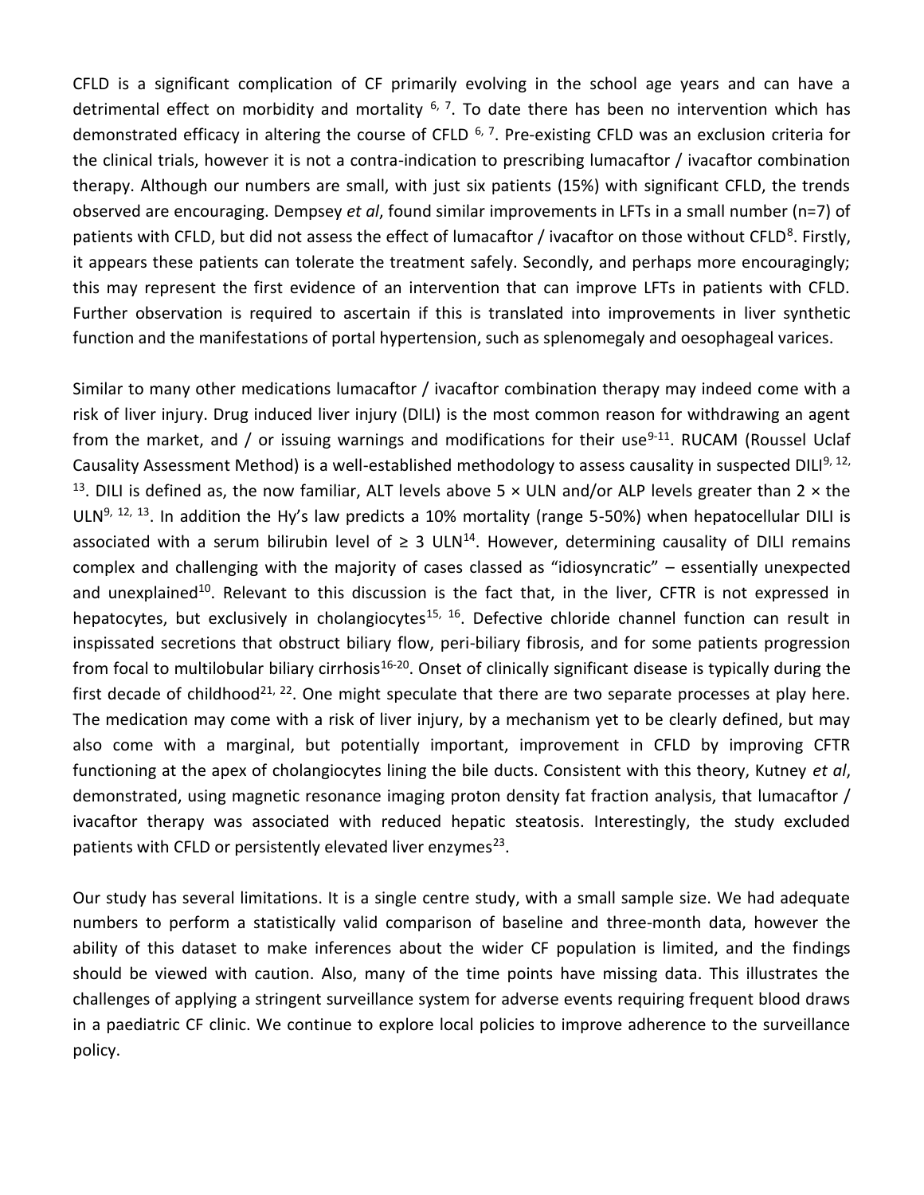CFLD is a significant complication of CF primarily evolving in the school age years and can have a detrimental effect on morbidity and mortality [6, 7]. To date there has been no intervention which has demonstrated efficacy in altering the course of CFLD [6, 7]. Pre-existing CFLD was an exclusion criteria for the clinical trials, however it is not a contra-indication to prescribing lumacaftor / ivacaftor combination therapy. Although our numbers are small, with just six patients (15%) with significant CFLD, the trends observed are encouraging. Dempsey *et al*, found similar improvements in LFTs in a small number (n=7) of patients with CFLD, but did not assess the effect of lumacaftor / ivacaftor on those without CFLD[8]. Firstly, it appears these patients can tolerate the treatment safely. Secondly, and perhaps more encouragingly; this may represent the first evidence of an intervention that can improve LFTs in patients with CFLD. Further observation is required to ascertain if this is translated into improvements in liver synthetic function and the manifestations of portal hypertension, such as splenomegaly and oesophageal varices.

Similar to many other medications lumacaftor / ivacaftor combination therapy may indeed come with a risk of liver injury. Drug induced liver injury (DILI) is the most common reason for withdrawing an agent from the market, and / or issuing warnings and modifications for their use[9-11]. RUCAM (Roussel Uclaf Causality Assessment Method) is a well-established methodology to assess causality in suspected DILI[9, 12, 13]. DILI is defined as, the now familiar, ALT levels above 5 × ULN and/or ALP levels greater than 2 × the ULN[9, 12, 13]. In addition the Hy's law predicts a 10% mortality (range 5-50%) when hepatocellular DILI is associated with a serum bilirubin level of ≥ 3 ULN[14]. However, determining causality of DILI remains complex and challenging with the majority of cases classed as "idiosyncratic" – essentially unexpected and unexplained[10]. Relevant to this discussion is the fact that, in the liver, CFTR is not expressed in hepatocytes, but exclusively in cholangiocytes[15, 16]. Defective chloride channel function can result in inspissated secretions that obstruct biliary flow, peri-biliary fibrosis, and for some patients progression from focal to multilobular biliary cirrhosis[16-20]. Onset of clinically significant disease is typically during the first decade of childhood[21, 22]. One might speculate that there are two separate processes at play here. The medication may come with a risk of liver injury, by a mechanism yet to be clearly defined, but may also come with a marginal, but potentially important, improvement in CFLD by improving CFTR functioning at the apex of cholangiocytes lining the bile ducts. Consistent with this theory, Kutney *et al*, demonstrated, using magnetic resonance imaging proton density fat fraction analysis, that lumacaftor / ivacaftor therapy was associated with reduced hepatic steatosis. Interestingly, the study excluded patients with CFLD or persistently elevated liver enzymes[23].

Our study has several limitations. It is a single centre study, with a small sample size. We had adequate numbers to perform a statistically valid comparison of baseline and three-month data, however the ability of this dataset to make inferences about the wider CF population is limited, and the findings should be viewed with caution. Also, many of the time points have missing data. This illustrates the challenges of applying a stringent surveillance system for adverse events requiring frequent blood draws in a paediatric CF clinic. We continue to explore local policies to improve adherence to the surveillance policy.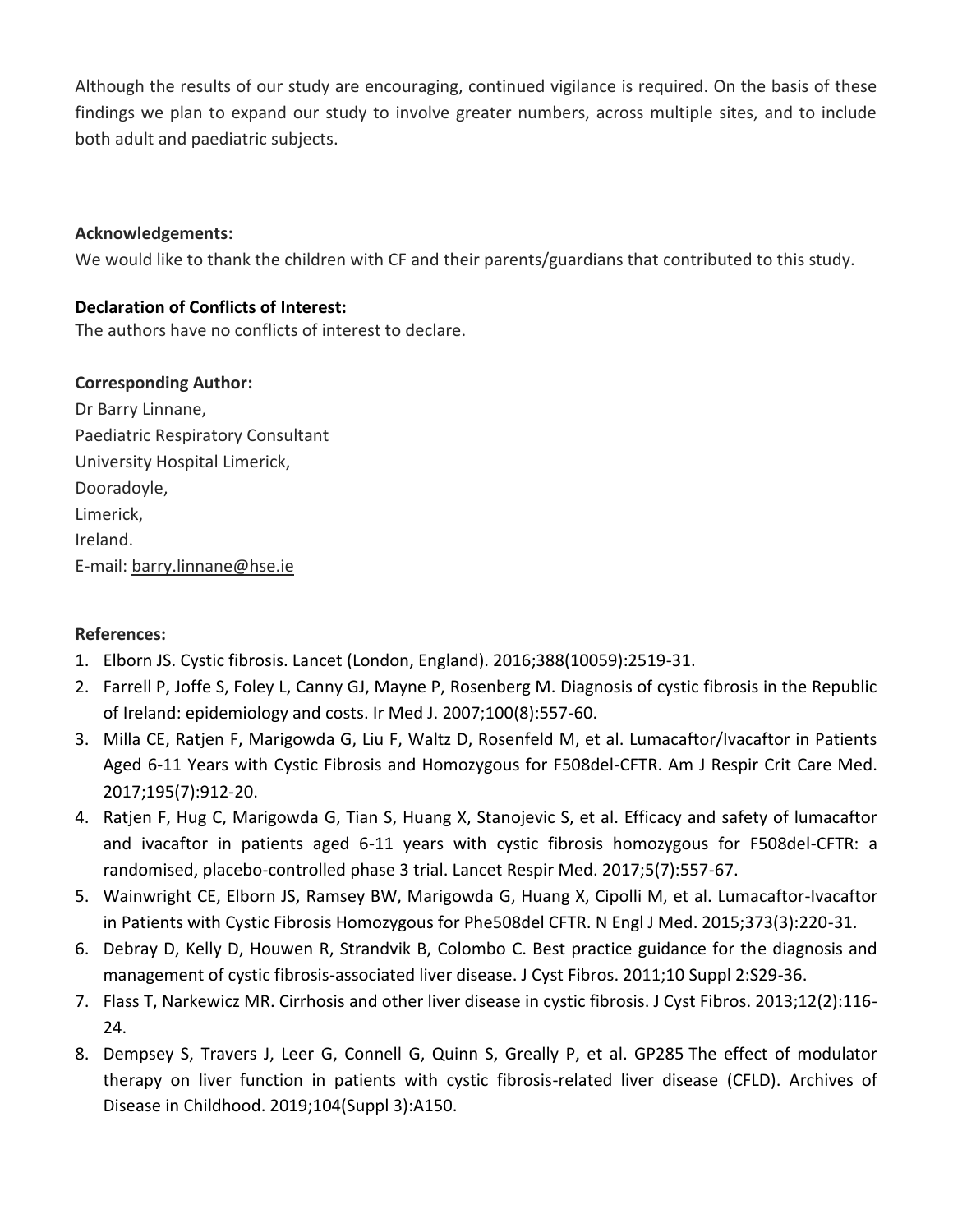Although the results of our study are encouraging, continued vigilance is required. On the basis of these findings we plan to expand our study to involve greater numbers, across multiple sites, and to include both adult and paediatric subjects.

**Acknowledgements:**

We would like to thank the children with CF and their parents/guardians that contributed to this study.

**Declaration of Conflicts of Interest:**

The authors have no conflicts of interest to declare.

**Corresponding Author:**

Dr Barry Linnane,
Paediatric Respiratory Consultant
University Hospital Limerick,
Dooradoyle,
Limerick,
Ireland.
E-mail: barry.linnane@hse.ie

**References:**

1. Elborn JS. Cystic fibrosis. Lancet (London, England). 2016;388(10059):2519-31.
2. Farrell P, Joffe S, Foley L, Canny GJ, Mayne P, Rosenberg M. Diagnosis of cystic fibrosis in the Republic of Ireland: epidemiology and costs. Ir Med J. 2007;100(8):557-60.
3. Milla CE, Ratjen F, Marigowda G, Liu F, Waltz D, Rosenfeld M, et al. Lumacaftor/Ivacaftor in Patients Aged 6-11 Years with Cystic Fibrosis and Homozygous for F508del-CFTR. Am J Respir Crit Care Med. 2017;195(7):912-20.
4. Ratjen F, Hug C, Marigowda G, Tian S, Huang X, Stanojevic S, et al. Efficacy and safety of lumacaftor and ivacaftor in patients aged 6-11 years with cystic fibrosis homozygous for F508del-CFTR: a randomised, placebo-controlled phase 3 trial. Lancet Respir Med. 2017;5(7):557-67.
5. Wainwright CE, Elborn JS, Ramsey BW, Marigowda G, Huang X, Cipolli M, et al. Lumacaftor-Ivacaftor in Patients with Cystic Fibrosis Homozygous for Phe508del CFTR. N Engl J Med. 2015;373(3):220-31.
6. Debray D, Kelly D, Houwen R, Strandvik B, Colombo C. Best practice guidance for the diagnosis and management of cystic fibrosis-associated liver disease. J Cyst Fibros. 2011;10 Suppl 2:S29-36.
7. Flass T, Narkewicz MR. Cirrhosis and other liver disease in cystic fibrosis. J Cyst Fibros. 2013;12(2):116-24.
8. Dempsey S, Travers J, Leer G, Connell G, Quinn S, Greally P, et al. GP285 The effect of modulator therapy on liver function in patients with cystic fibrosis-related liver disease (CFLD). Archives of Disease in Childhood. 2019;104(Suppl 3):A150.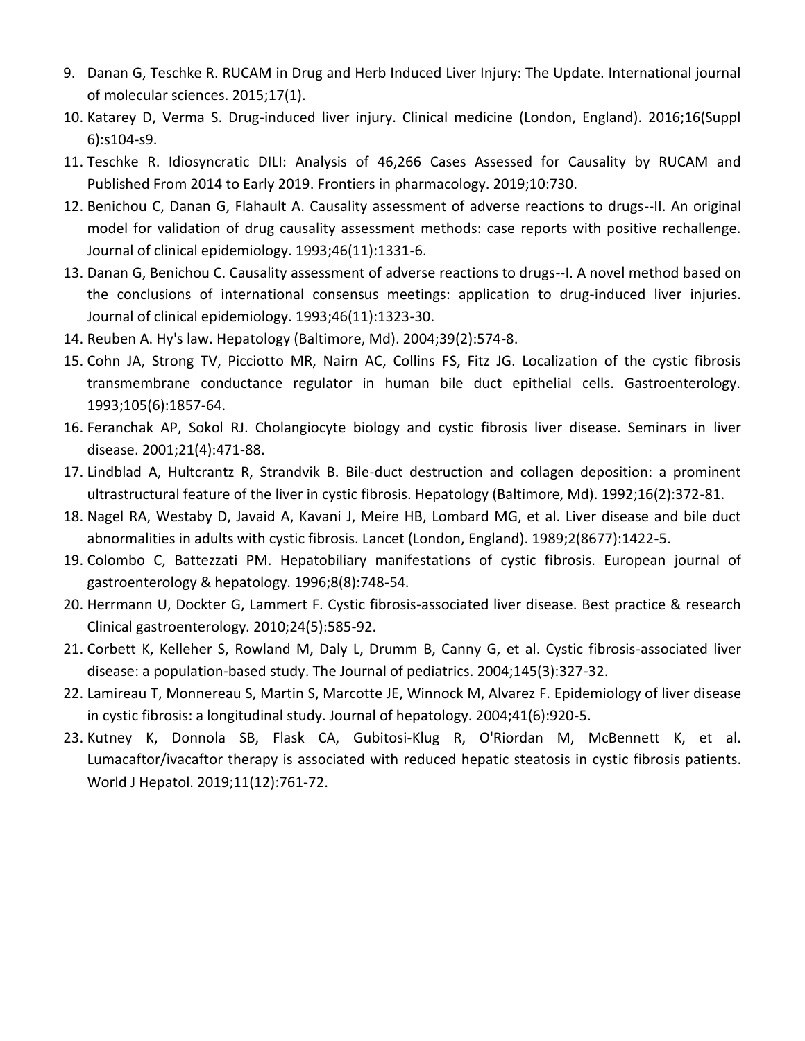9. Danan G, Teschke R. RUCAM in Drug and Herb Induced Liver Injury: The Update. International journal of molecular sciences. 2015;17(1).
10. Katarey D, Verma S. Drug-induced liver injury. Clinical medicine (London, England). 2016;16(Suppl 6):s104-s9.
11. Teschke R. Idiosyncratic DILI: Analysis of 46,266 Cases Assessed for Causality by RUCAM and Published From 2014 to Early 2019. Frontiers in pharmacology. 2019;10:730.
12. Benichou C, Danan G, Flahault A. Causality assessment of adverse reactions to drugs--II. An original model for validation of drug causality assessment methods: case reports with positive rechallenge. Journal of clinical epidemiology. 1993;46(11):1331-6.
13. Danan G, Benichou C. Causality assessment of adverse reactions to drugs--I. A novel method based on the conclusions of international consensus meetings: application to drug-induced liver injuries. Journal of clinical epidemiology. 1993;46(11):1323-30.
14. Reuben A. Hy's law. Hepatology (Baltimore, Md). 2004;39(2):574-8.
15. Cohn JA, Strong TV, Picciotto MR, Nairn AC, Collins FS, Fitz JG. Localization of the cystic fibrosis transmembrane conductance regulator in human bile duct epithelial cells. Gastroenterology. 1993;105(6):1857-64.
16. Feranchak AP, Sokol RJ. Cholangiocyte biology and cystic fibrosis liver disease. Seminars in liver disease. 2001;21(4):471-88.
17. Lindblad A, Hultcrantz R, Strandvik B. Bile-duct destruction and collagen deposition: a prominent ultrastructural feature of the liver in cystic fibrosis. Hepatology (Baltimore, Md). 1992;16(2):372-81.
18. Nagel RA, Westaby D, Javaid A, Kavani J, Meire HB, Lombard MG, et al. Liver disease and bile duct abnormalities in adults with cystic fibrosis. Lancet (London, England). 1989;2(8677):1422-5.
19. Colombo C, Battezzati PM. Hepatobiliary manifestations of cystic fibrosis. European journal of gastroenterology & hepatology. 1996;8(8):748-54.
20. Herrmann U, Dockter G, Lammert F. Cystic fibrosis-associated liver disease. Best practice & research Clinical gastroenterology. 2010;24(5):585-92.
21. Corbett K, Kelleher S, Rowland M, Daly L, Drumm B, Canny G, et al. Cystic fibrosis-associated liver disease: a population-based study. The Journal of pediatrics. 2004;145(3):327-32.
22. Lamireau T, Monnereau S, Martin S, Marcotte JE, Winnock M, Alvarez F. Epidemiology of liver disease in cystic fibrosis: a longitudinal study. Journal of hepatology. 2004;41(6):920-5.
23. Kutney K, Donnola SB, Flask CA, Gubitosi-Klug R, O'Riordan M, McBennett K, et al. Lumacaftor/ivacaftor therapy is associated with reduced hepatic steatosis in cystic fibrosis patients. World J Hepatol. 2019;11(12):761-72.